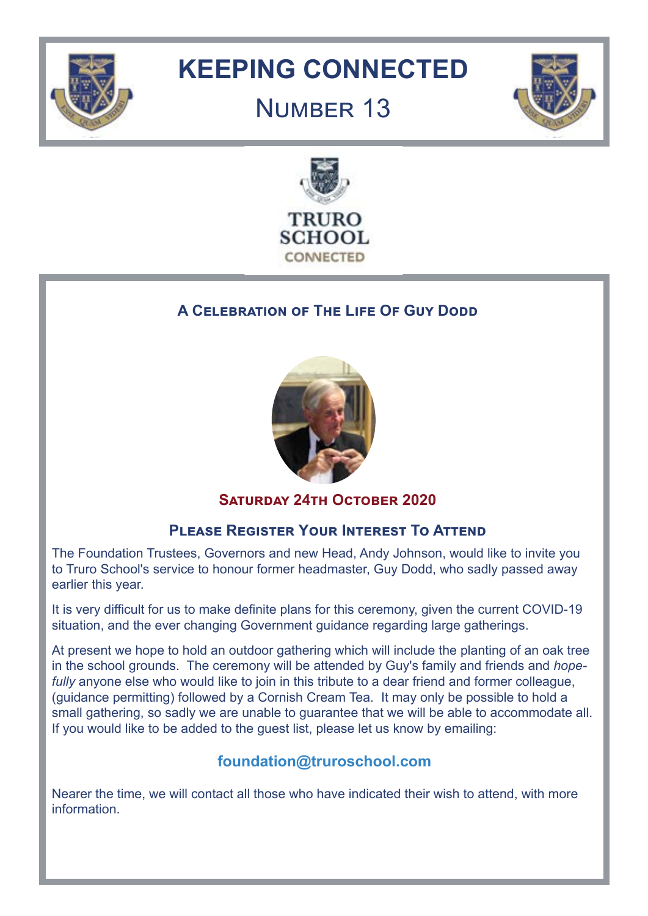# KEEPING CONNECTED

## Number 13

TRURO SCHOOL

CONNECTED

### A Celebration of The Life Of Guy Dodd

**Saturday 24th October 2020**

### Please Register Your Interest To Attend

The Foundation Trustees, Governors and new Head, Andy Johnson, would like to invite you to Truro School's service to honour former headmaster, Guy Dodd, who sadly passed away earlier this year.

It is very difficult for us to make definite plans for this ceremony, given the current COVID-19 situation, and the ever changing Government guidance regarding large gatherings.

At present we hope to hold an outdoor gathering which will include the planting of an oak tree in the school grounds. The ceremony will be attended by Guy's family and friends and *hopefully* anyone else who would like to join in this tribute to a dear friend and former colleague, (guidance permitting) followed by a Cornish Cream Tea. It may only be possible to hold a small gathering, so sadly we are unable to guarantee that we will be able to accommodate all. If you would like to be added to the guest list, please let us know by emailing:

**foundation@truroschool.com**

Nearer the time, we will contact all those who have indicated their wish to attend, with more information.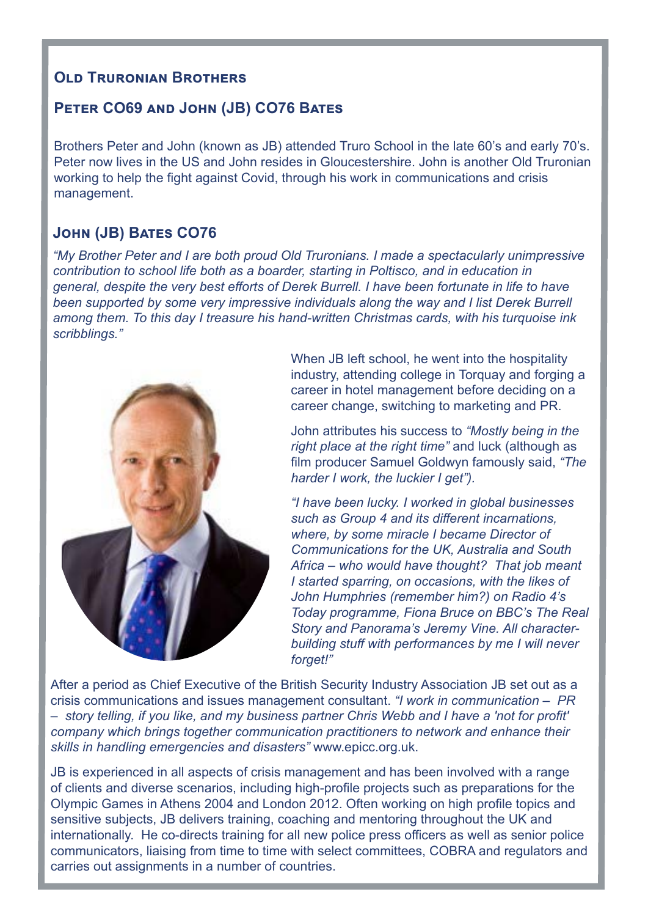## Old Truronian Brothers

## Peter CO69 and John (JB) CO76 Bates

Brothers Peter and John (known as JB) attended Truro School in the late 60's and early 70's. Peter now lives in the US and John resides in Gloucestershire. John is another Old Truronian working to help the fight against Covid, through his work in communications and crisis management.

### John (JB) Bates CO76

*"My Brother Peter and I are both proud Old Truronians. I made a spectacularly unimpressive contribution to school life both as a boarder, starting in Poltisco, and in education in general, despite the very best efforts of Derek Burrell. I have been fortunate in life to have been supported by some very impressive individuals along the way and I list Derek Burrell among them. To this day I treasure his hand-written Christmas cards, with his turquoise ink scribblings."*

When JB left school, he went into the hospitality industry, attending college in Torquay and forging a career in hotel management before deciding on a career change, switching to marketing and PR.

John attributes his success to *"Mostly being in the right place at the right time"* and luck (although as film producer Samuel Goldwyn famously said, *"The harder I work, the luckier I get").*

*"I have been lucky. I worked in global businesses such as Group 4 and its different incarnations, where, by some miracle I became Director of Communications for the UK, Australia and South Africa – who would have thought? That job meant I started sparring, on occasions, with the likes of John Humphries (remember him?) on Radio 4's Today programme, Fiona Bruce on BBC's The Real Story and Panorama's Jeremy Vine. All character-building stuff with performances by me I will never forget!"*

After a period as Chief Executive of the British Security Industry Association JB set out as a crisis communications and issues management consultant. *"I work in communication – PR – story telling, if you like, and my business partner Chris Webb and I have a 'not for profit' company which brings together communication practitioners to network and enhance their skills in handling emergencies and disasters"* www.epicc.org.uk.

JB is experienced in all aspects of crisis management and has been involved with a range of clients and diverse scenarios, including high-profile projects such as preparations for the Olympic Games in Athens 2004 and London 2012. Often working on high profile topics and sensitive subjects, JB delivers training, coaching and mentoring throughout the UK and internationally. He co-directs training for all new police press officers as well as senior police communicators, liaising from time to time with select committees, COBRA and regulators and carries out assignments in a number of countries.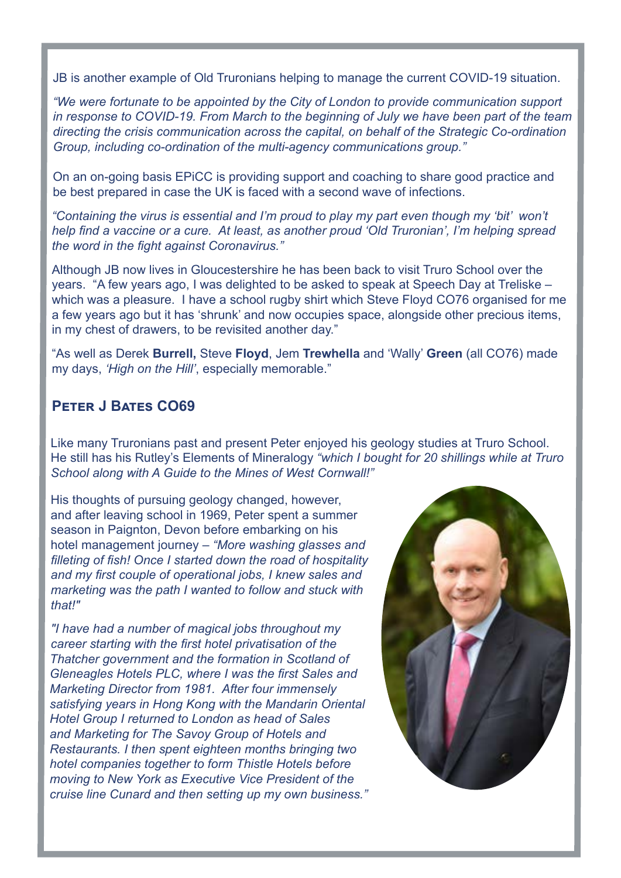JB is another example of Old Truronians helping to manage the current COVID-19 situation.

*"We were fortunate to be appointed by the City of London to provide communication support in response to COVID-19. From March to the beginning of July we have been part of the team directing the crisis communication across the capital, on behalf of the Strategic Co-ordination Group, including co-ordination of the multi-agency communications group."*

On an on-going basis EPiCC is providing support and coaching to share good practice and be best prepared in case the UK is faced with a second wave of infections.

*"Containing the virus is essential and I'm proud to play my part even though my 'bit' won't help find a vaccine or a cure. At least, as another proud 'Old Truronian', I'm helping spread the word in the fight against Coronavirus."*

Although JB now lives in Gloucestershire he has been back to visit Truro School over the years. "A few years ago, I was delighted to be asked to speak at Speech Day at Treliske – which was a pleasure. I have a school rugby shirt which Steve Floyd CO76 organised for me a few years ago but it has 'shrunk' and now occupies space, alongside other precious items, in my chest of drawers, to be revisited another day."

"As well as Derek **Burrell,** Steve **Floyd**, Jem **Trewhella** and 'Wally' **Green** (all CO76) made my days, *'High on the Hill'*, especially memorable."

## Peter J Bates CO69

Like many Truronians past and present Peter enjoyed his geology studies at Truro School. He still has his Rutley's Elements of Mineralogy *"which I bought for 20 shillings while at Truro School along with A Guide to the Mines of West Cornwall!"*

His thoughts of pursuing geology changed, however, and after leaving school in 1969, Peter spent a summer season in Paignton, Devon before embarking on his hotel management journey – *"More washing glasses and filleting of fish! Once I started down the road of hospitality and my first couple of operational jobs, I knew sales and marketing was the path I wanted to follow and stuck with that!"*

*"I have had a number of magical jobs throughout my career starting with the first hotel privatisation of the Thatcher government and the formation in Scotland of Gleneagles Hotels PLC, where I was the first Sales and Marketing Director from 1981. After four immensely satisfying years in Hong Kong with the Mandarin Oriental Hotel Group I returned to London as head of Sales and Marketing for The Savoy Group of Hotels and Restaurants. I then spent eighteen months bringing two hotel companies together to form Thistle Hotels before moving to New York as Executive Vice President of the cruise line Cunard and then setting up my own business."*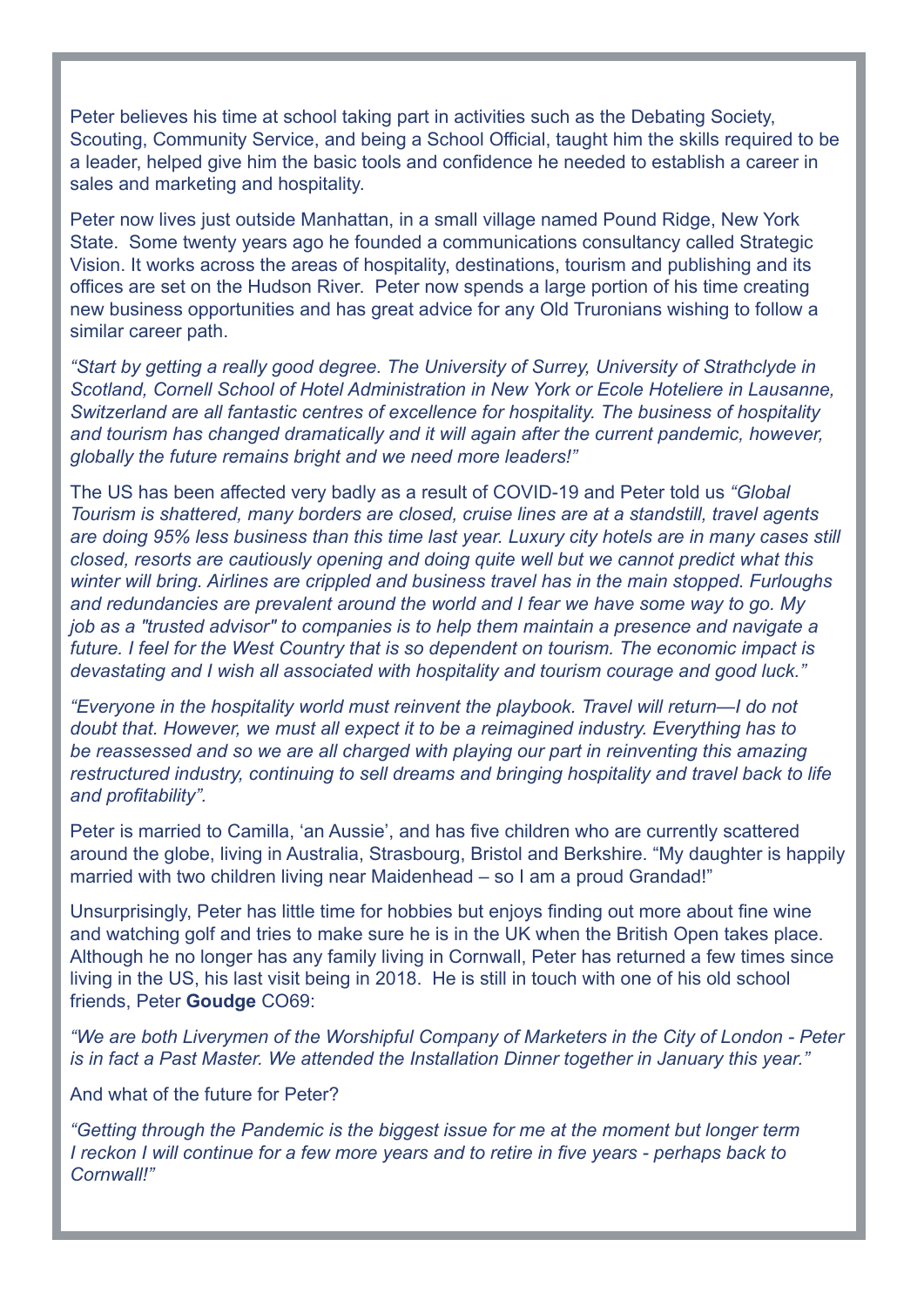Peter believes his time at school taking part in activities such as the Debating Society, Scouting, Community Service, and being a School Official, taught him the skills required to be a leader, helped give him the basic tools and confidence he needed to establish a career in sales and marketing and hospitality.

Peter now lives just outside Manhattan, in a small village named Pound Ridge, New York State. Some twenty years ago he founded a communications consultancy called Strategic Vision. It works across the areas of hospitality, destinations, tourism and publishing and its offices are set on the Hudson River. Peter now spends a large portion of his time creating new business opportunities and has great advice for any Old Truronians wishing to follow a similar career path.

*“Start by getting a really good degree. The University of Surrey, University of Strathclyde in Scotland, Cornell School of Hotel Administration in New York or Ecole Hoteliere in Lausanne, Switzerland are all fantastic centres of excellence for hospitality. The business of hospitality and tourism has changed dramatically and it will again after the current pandemic, however, globally the future remains bright and we need more leaders!”*

The US has been affected very badly as a result of COVID-19 and Peter told us *“Global Tourism is shattered, many borders are closed, cruise lines are at a standstill, travel agents are doing 95% less business than this time last year. Luxury city hotels are in many cases still closed, resorts are cautiously opening and doing quite well but we cannot predict what this winter will bring. Airlines are crippled and business travel has in the main stopped. Furloughs and redundancies are prevalent around the world and I fear we have some way to go. My job as a "trusted advisor" to companies is to help them maintain a presence and navigate a future. I feel for the West Country that is so dependent on tourism. The economic impact is devastating and I wish all associated with hospitality and tourism courage and good luck.”*

*“Everyone in the hospitality world must reinvent the playbook. Travel will return—I do not doubt that. However, we must all expect it to be a reimagined industry. Everything has to be reassessed and so we are all charged with playing our part in reinventing this amazing restructured industry, continuing to sell dreams and bringing hospitality and travel back to life and profitability”.*

Peter is married to Camilla, ‘an Aussie’, and has five children who are currently scattered around the globe, living in Australia, Strasbourg, Bristol and Berkshire. “My daughter is happily married with two children living near Maidenhead – so I am a proud Grandad!”

Unsurprisingly, Peter has little time for hobbies but enjoys finding out more about fine wine and watching golf and tries to make sure he is in the UK when the British Open takes place. Although he no longer has any family living in Cornwall, Peter has returned a few times since living in the US, his last visit being in 2018. He is still in touch with one of his old school friends, Peter **Goudge** CO69:

*“We are both Liverymen of the Worshipful Company of Marketers in the City of London - Peter is in fact a Past Master. We attended the Installation Dinner together in January this year.”*

And what of the future for Peter?

*“Getting through the Pandemic is the biggest issue for me at the moment but longer term I reckon I will continue for a few more years and to retire in five years - perhaps back to Cornwall!”*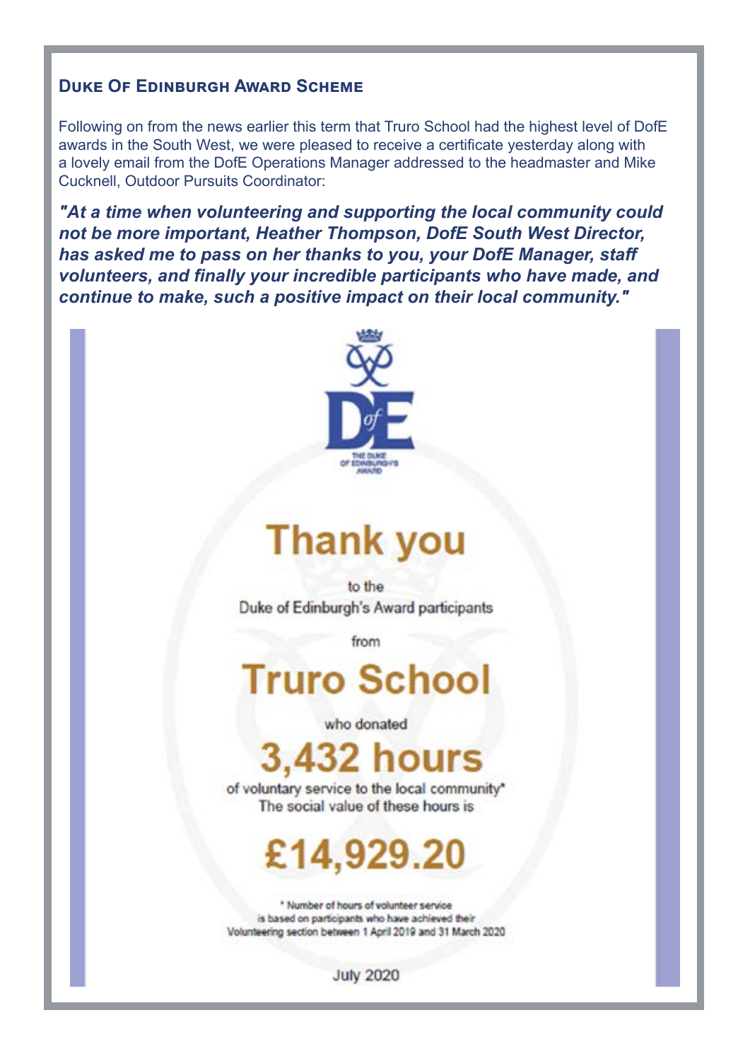## Duke Of Edinburgh Award Scheme

Following on from the news earlier this term that Truro School had the highest level of DofE awards in the South West, we were pleased to receive a certificate yesterday along with a lovely email from the DofE Operations Manager addressed to the headmaster and Mike Cucknell, Outdoor Pursuits Coordinator:

***"At a time when volunteering and supporting the local community could not be more important, Heather Thompson, DofE South West Director, has asked me to pass on her thanks to you, your DofE Manager, staff volunteers, and finally your incredible participants who have made, and continue to make, such a positive impact on their local community."***

THE DUKE OF EDINBURGH'S AWARD

# Thank you

to the
Duke of Edinburgh's Award participants

from

# Truro School

who donated

# 3,432 hours

of voluntary service to the local community*
The social value of these hours is

# £14,929.20

* Number of hours of volunteer service is based on participants who have achieved their Volunteering section between 1 April 2019 and 31 March 2020

July 2020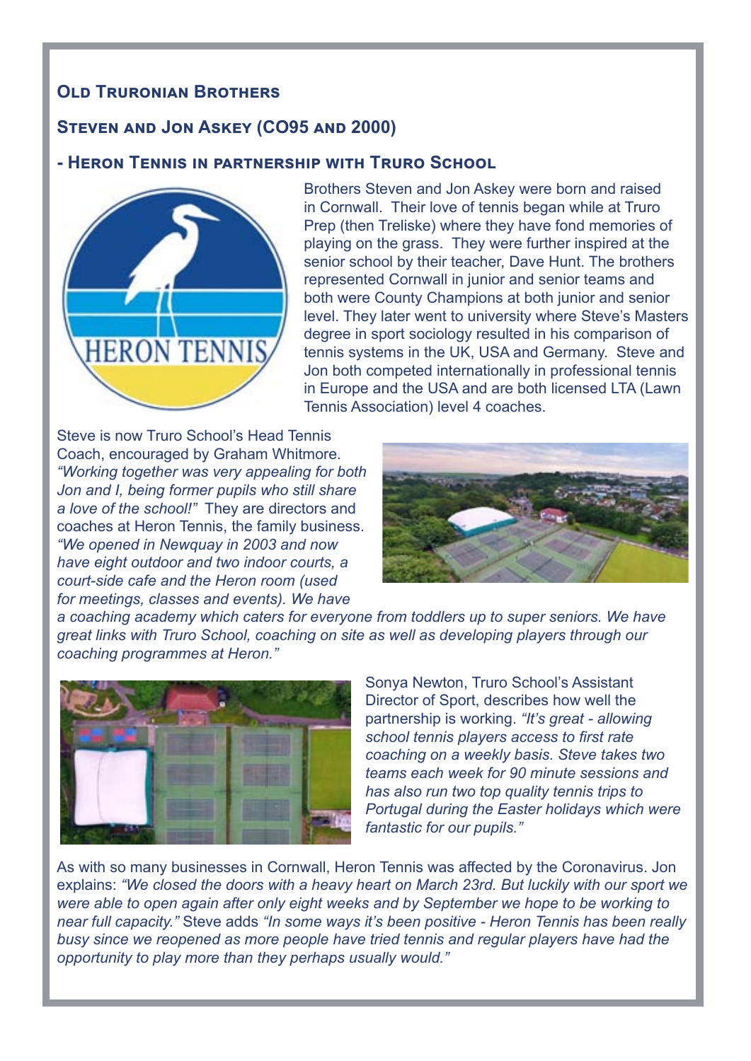## Old Truronian Brothers

## Steven and Jon Askey (CO95 and 2000)

## - Heron Tennis in partnership with Truro School

Brothers Steven and Jon Askey were born and raised in Cornwall. Their love of tennis began while at Truro Prep (then Treliske) where they have fond memories of playing on the grass. They were further inspired at the senior school by their teacher, Dave Hunt. The brothers represented Cornwall in junior and senior teams and both were County Champions at both junior and senior level. They later went to university where Steve's Masters degree in sport sociology resulted in his comparison of tennis systems in the UK, USA and Germany. Steve and Jon both competed internationally in professional tennis in Europe and the USA and are both licensed LTA (Lawn Tennis Association) level 4 coaches.

Steve is now Truro School's Head Tennis Coach, encouraged by Graham Whitmore. *"Working together was very appealing for both Jon and I, being former pupils who still share a love of the school!"* They are directors and coaches at Heron Tennis, the family business. *"We opened in Newquay in 2003 and now have eight outdoor and two indoor courts, a court-side cafe and the Heron room (used for meetings, classes and events). We have a coaching academy which caters for everyone from toddlers up to super seniors. We have great links with Truro School, coaching on site as well as developing players through our coaching programmes at Heron."*

Sonya Newton, Truro School's Assistant Director of Sport, describes how well the partnership is working. *"It's great - allowing school tennis players access to first rate coaching on a weekly basis. Steve takes two teams each week for 90 minute sessions and has also run two top quality tennis trips to Portugal during the Easter holidays which were fantastic for our pupils."*

As with so many businesses in Cornwall, Heron Tennis was affected by the Coronavirus. Jon explains: *"We closed the doors with a heavy heart on March 23rd. But luckily with our sport we were able to open again after only eight weeks and by September we hope to be working to near full capacity."* Steve adds *"In some ways it's been positive - Heron Tennis has been really busy since we reopened as more people have tried tennis and regular players have had the opportunity to play more than they perhaps usually would."*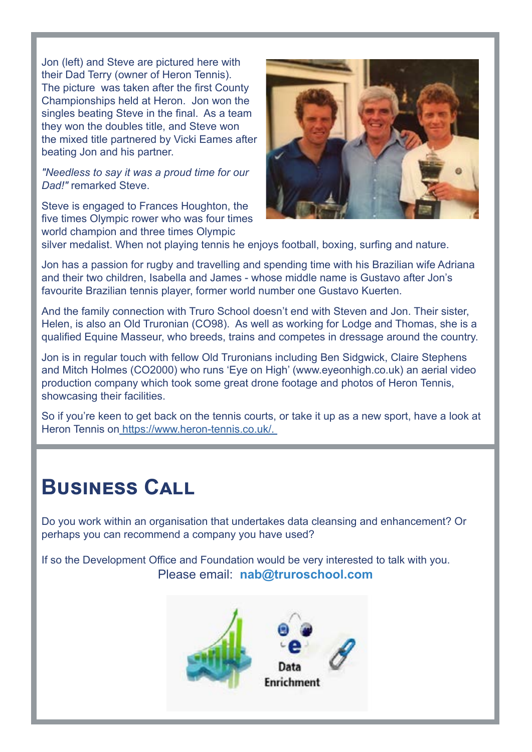Jon (left) and Steve are pictured here with their Dad Terry (owner of Heron Tennis). The picture was taken after the first County Championships held at Heron. Jon won the singles beating Steve in the final. As a team they won the doubles title, and Steve won the mixed title partnered by Vicki Eames after beating Jon and his partner.

*"Needless to say it was a proud time for our Dad!"* remarked Steve.

Steve is engaged to Frances Houghton, the five times Olympic rower who was four times world champion and three times Olympic silver medalist. When not playing tennis he enjoys football, boxing, surfing and nature.

Jon has a passion for rugby and travelling and spending time with his Brazilian wife Adriana and their two children, Isabella and James - whose middle name is Gustavo after Jon's favourite Brazilian tennis player, former world number one Gustavo Kuerten.

And the family connection with Truro School doesn't end with Steven and Jon. Their sister, Helen, is also an Old Truronian (CO98). As well as working for Lodge and Thomas, she is a qualified Equine Masseur, who breeds, trains and competes in dressage around the country.

Jon is in regular touch with fellow Old Truronians including Ben Sidgwick, Claire Stephens and Mitch Holmes (CO2000) who runs 'Eye on High' (www.eyeonhigh.co.uk) an aerial video production company which took some great drone footage and photos of Heron Tennis, showcasing their facilities.

So if you're keen to get back on the tennis courts, or take it up as a new sport, have a look at Heron Tennis on https://www.heron-tennis.co.uk/.

# Business Call

Do you work within an organisation that undertakes data cleansing and enhancement? Or perhaps you can recommend a company you have used?

If so the Development Office and Foundation would be very interested to talk with you.

Please email: **nab@truroschool.com**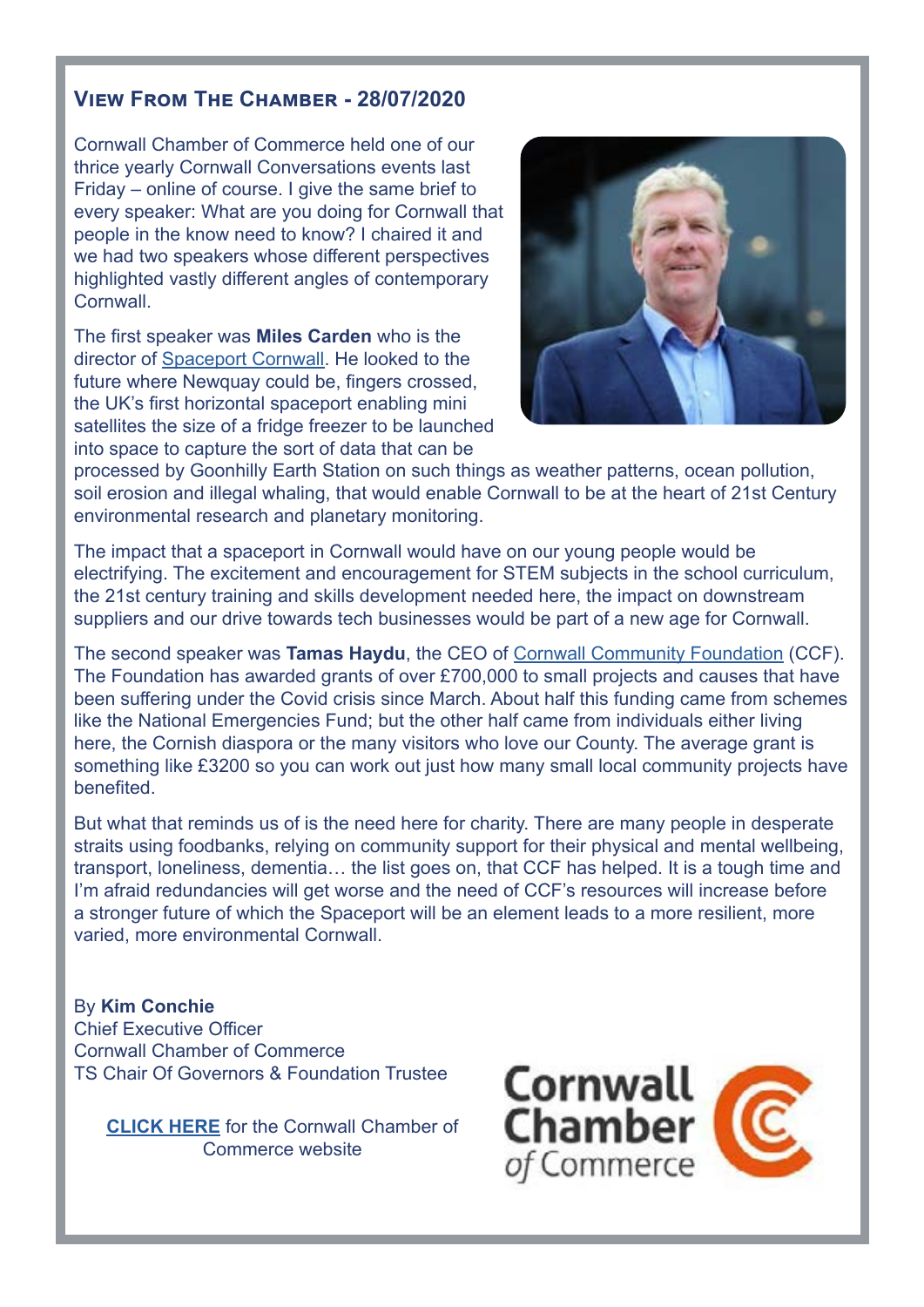## View From The Chamber - 28/07/2020

Cornwall Chamber of Commerce held one of our thrice yearly Cornwall Conversations events last Friday – online of course. I give the same brief to every speaker: What are you doing for Cornwall that people in the know need to know? I chaired it and we had two speakers whose different perspectives highlighted vastly different angles of contemporary Cornwall.

The first speaker was **Miles Carden** who is the director of Spaceport Cornwall. He looked to the future where Newquay could be, fingers crossed, the UK's first horizontal spaceport enabling mini satellites the size of a fridge freezer to be launched into space to capture the sort of data that can be processed by Goonhilly Earth Station on such things as weather patterns, ocean pollution, soil erosion and illegal whaling, that would enable Cornwall to be at the heart of 21st Century environmental research and planetary monitoring.

The impact that a spaceport in Cornwall would have on our young people would be electrifying. The excitement and encouragement for STEM subjects in the school curriculum, the 21st century training and skills development needed here, the impact on downstream suppliers and our drive towards tech businesses would be part of a new age for Cornwall.

The second speaker was **Tamas Haydu**, the CEO of Cornwall Community Foundation (CCF). The Foundation has awarded grants of over £700,000 to small projects and causes that have been suffering under the Covid crisis since March. About half this funding came from schemes like the National Emergencies Fund; but the other half came from individuals either living here, the Cornish diaspora or the many visitors who love our County. The average grant is something like £3200 so you can work out just how many small local community projects have benefited.

But what that reminds us of is the need here for charity. There are many people in desperate straits using foodbanks, relying on community support for their physical and mental wellbeing, transport, loneliness, dementia… the list goes on, that CCF has helped. It is a tough time and I'm afraid redundancies will get worse and the need of CCF's resources will increase before a stronger future of which the Spaceport will be an element leads to a more resilient, more varied, more environmental Cornwall.

By **Kim Conchie**
Chief Executive Officer
Cornwall Chamber of Commerce
TS Chair Of Governors & Foundation Trustee

**CLICK HERE** for the Cornwall Chamber of Commerce website

Cornwall Chamber *of* Commerce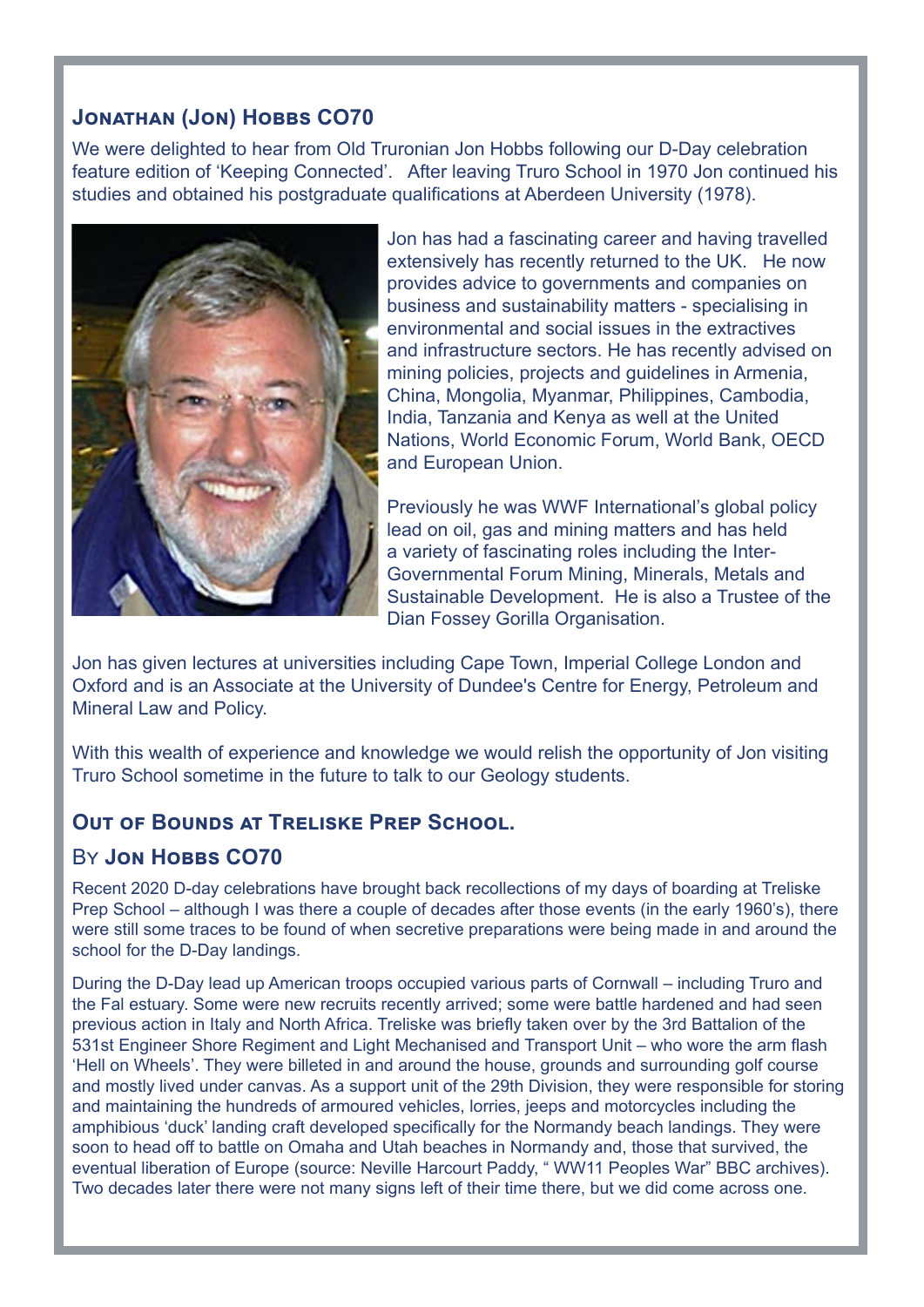## Jonathan (Jon) Hobbs CO70

We were delighted to hear from Old Truronian Jon Hobbs following our D-Day celebration feature edition of 'Keeping Connected'. After leaving Truro School in 1970 Jon continued his studies and obtained his postgraduate qualifications at Aberdeen University (1978).

Jon has had a fascinating career and having travelled extensively has recently returned to the UK. He now provides advice to governments and companies on business and sustainability matters - specialising in environmental and social issues in the extractives and infrastructure sectors. He has recently advised on mining policies, projects and guidelines in Armenia, China, Mongolia, Myanmar, Philippines, Cambodia, India, Tanzania and Kenya as well at the United Nations, World Economic Forum, World Bank, OECD and European Union.

Previously he was WWF International's global policy lead on oil, gas and mining matters and has held a variety of fascinating roles including the Inter-Governmental Forum Mining, Minerals, Metals and Sustainable Development. He is also a Trustee of the Dian Fossey Gorilla Organisation.

Jon has given lectures at universities including Cape Town, Imperial College London and Oxford and is an Associate at the University of Dundee's Centre for Energy, Petroleum and Mineral Law and Policy.

With this wealth of experience and knowledge we would relish the opportunity of Jon visiting Truro School sometime in the future to talk to our Geology students.

## Out of Bounds at Treliske Prep School.

### By **Jon Hobbs CO70**

Recent 2020 D-day celebrations have brought back recollections of my days of boarding at Treliske Prep School – although I was there a couple of decades after those events (in the early 1960's), there were still some traces to be found of when secretive preparations were being made in and around the school for the D-Day landings.

During the D-Day lead up American troops occupied various parts of Cornwall – including Truro and the Fal estuary. Some were new recruits recently arrived; some were battle hardened and had seen previous action in Italy and North Africa. Treliske was briefly taken over by the 3rd Battalion of the 531st Engineer Shore Regiment and Light Mechanised and Transport Unit – who wore the arm flash 'Hell on Wheels'. They were billeted in and around the house, grounds and surrounding golf course and mostly lived under canvas. As a support unit of the 29th Division, they were responsible for storing and maintaining the hundreds of armoured vehicles, lorries, jeeps and motorcycles including the amphibious 'duck' landing craft developed specifically for the Normandy beach landings. They were soon to head off to battle on Omaha and Utah beaches in Normandy and, those that survived, the eventual liberation of Europe (source: Neville Harcourt Paddy, " WW11 Peoples War" BBC archives). Two decades later there were not many signs left of their time there, but we did come across one.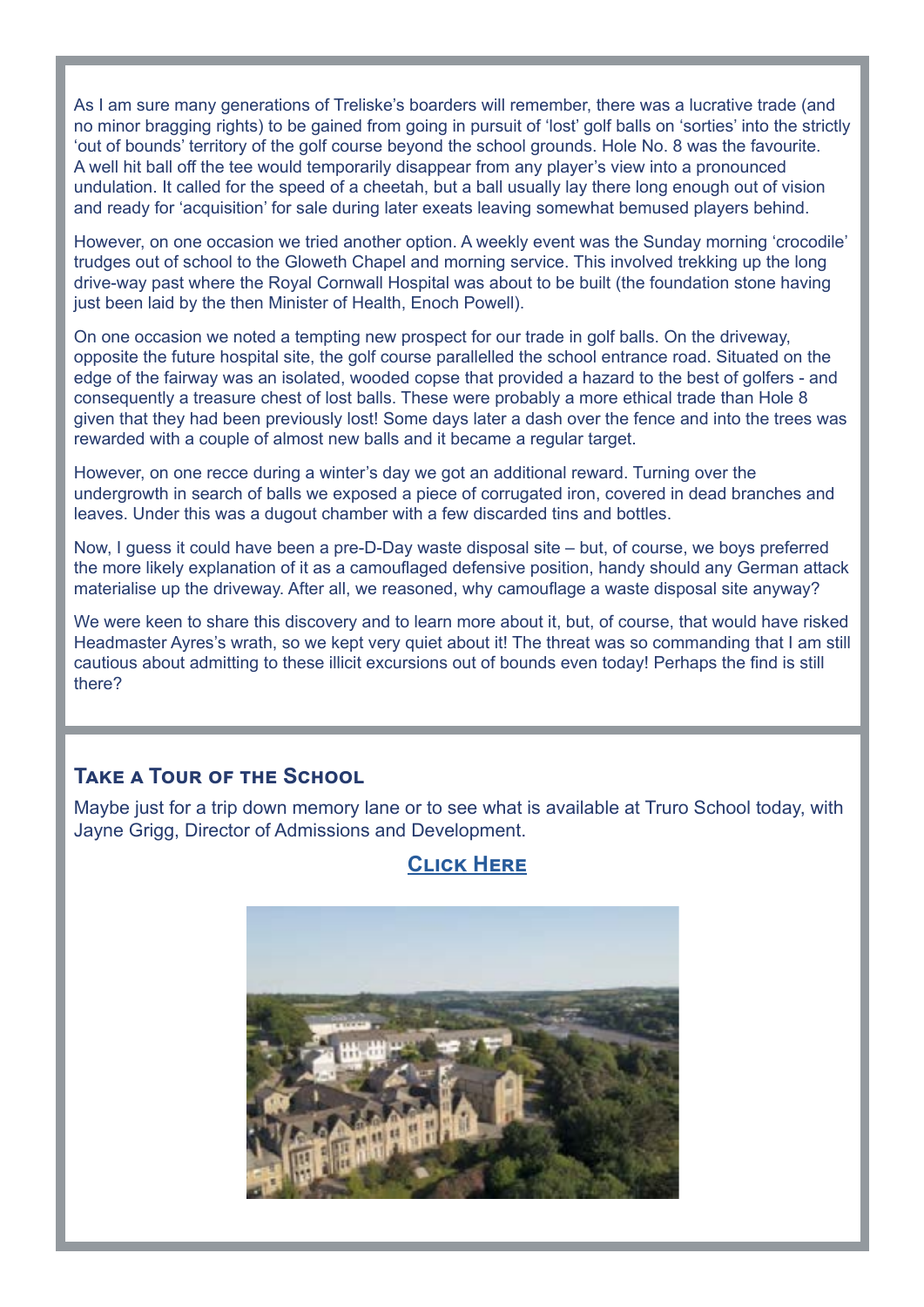As I am sure many generations of Treliske's boarders will remember, there was a lucrative trade (and no minor bragging rights) to be gained from going in pursuit of 'lost' golf balls on 'sorties' into the strictly 'out of bounds' territory of the golf course beyond the school grounds. Hole No. 8 was the favourite. A well hit ball off the tee would temporarily disappear from any player's view into a pronounced undulation. It called for the speed of a cheetah, but a ball usually lay there long enough out of vision and ready for 'acquisition' for sale during later exeats leaving somewhat bemused players behind.

However, on one occasion we tried another option. A weekly event was the Sunday morning 'crocodile' trudges out of school to the Gloweth Chapel and morning service. This involved trekking up the long drive-way past where the Royal Cornwall Hospital was about to be built (the foundation stone having just been laid by the then Minister of Health, Enoch Powell).

On one occasion we noted a tempting new prospect for our trade in golf balls. On the driveway, opposite the future hospital site, the golf course parallelled the school entrance road. Situated on the edge of the fairway was an isolated, wooded copse that provided a hazard to the best of golfers - and consequently a treasure chest of lost balls. These were probably a more ethical trade than Hole 8 given that they had been previously lost! Some days later a dash over the fence and into the trees was rewarded with a couple of almost new balls and it became a regular target.

However, on one recce during a winter's day we got an additional reward. Turning over the undergrowth in search of balls we exposed a piece of corrugated iron, covered in dead branches and leaves. Under this was a dugout chamber with a few discarded tins and bottles.

Now, I guess it could have been a pre-D-Day waste disposal site – but, of course, we boys preferred the more likely explanation of it as a camouflaged defensive position, handy should any German attack materialise up the driveway. After all, we reasoned, why camouflage a waste disposal site anyway?

We were keen to share this discovery and to learn more about it, but, of course, that would have risked Headmaster Ayres's wrath, so we kept very quiet about it! The threat was so commanding that I am still cautious about admitting to these illicit excursions out of bounds even today! Perhaps the find is still there?

## Take a Tour of the School

Maybe just for a trip down memory lane or to see what is available at Truro School today, with Jayne Grigg, Director of Admissions and Development.

**Click Here**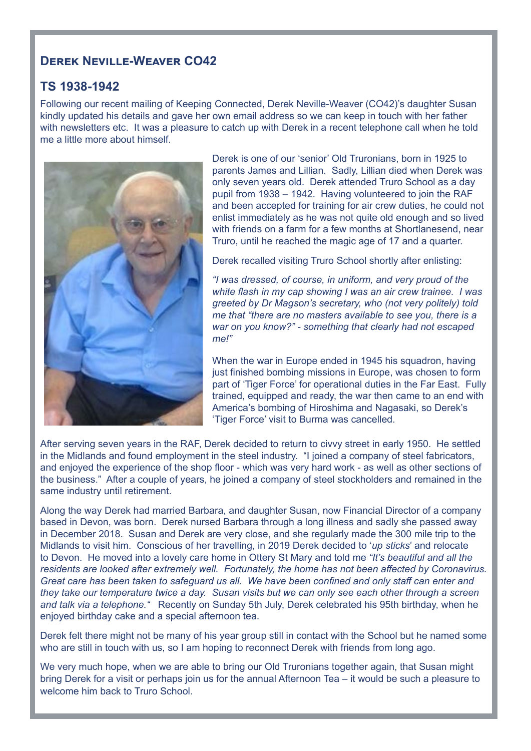## Derek Neville-Weaver CO42

### TS 1938-1942

Following our recent mailing of Keeping Connected, Derek Neville-Weaver (CO42)'s daughter Susan kindly updated his details and gave her own email address so we can keep in touch with her father with newsletters etc. It was a pleasure to catch up with Derek in a recent telephone call when he told me a little more about himself.

Derek is one of our 'senior' Old Truronians, born in 1925 to parents James and Lillian. Sadly, Lillian died when Derek was only seven years old. Derek attended Truro School as a day pupil from 1938 – 1942. Having volunteered to join the RAF and been accepted for training for air crew duties, he could not enlist immediately as he was not quite old enough and so lived with friends on a farm for a few months at Shortlanesend, near Truro, until he reached the magic age of 17 and a quarter.

Derek recalled visiting Truro School shortly after enlisting:

*"I was dressed, of course, in uniform, and very proud of the white flash in my cap showing I was an air crew trainee. I was greeted by Dr Magson's secretary, who (not very politely) told me that "there are no masters available to see you, there is a war on you know?" - something that clearly had not escaped me!"*

When the war in Europe ended in 1945 his squadron, having just finished bombing missions in Europe, was chosen to form part of 'Tiger Force' for operational duties in the Far East. Fully trained, equipped and ready, the war then came to an end with America's bombing of Hiroshima and Nagasaki, so Derek's 'Tiger Force' visit to Burma was cancelled.

After serving seven years in the RAF, Derek decided to return to civvy street in early 1950. He settled in the Midlands and found employment in the steel industry. "I joined a company of steel fabricators, and enjoyed the experience of the shop floor - which was very hard work - as well as other sections of the business." After a couple of years, he joined a company of steel stockholders and remained in the same industry until retirement.

Along the way Derek had married Barbara, and daughter Susan, now Financial Director of a company based in Devon, was born. Derek nursed Barbara through a long illness and sadly she passed away in December 2018. Susan and Derek are very close, and she regularly made the 300 mile trip to the Midlands to visit him. Conscious of her travelling, in 2019 Derek decided to '*up sticks*' and relocate to Devon. He moved into a lovely care home in Ottery St Mary and told me *"It's beautiful and all the residents are looked after extremely well. Fortunately, the home has not been affected by Coronavirus. Great care has been taken to safeguard us all. We have been confined and only staff can enter and they take our temperature twice a day. Susan visits but we can only see each other through a screen and talk via a telephone."* Recently on Sunday 5th July, Derek celebrated his 95th birthday, when he enjoyed birthday cake and a special afternoon tea.

Derek felt there might not be many of his year group still in contact with the School but he named some who are still in touch with us, so I am hoping to reconnect Derek with friends from long ago.

We very much hope, when we are able to bring our Old Truronians together again, that Susan might bring Derek for a visit or perhaps join us for the annual Afternoon Tea – it would be such a pleasure to welcome him back to Truro School.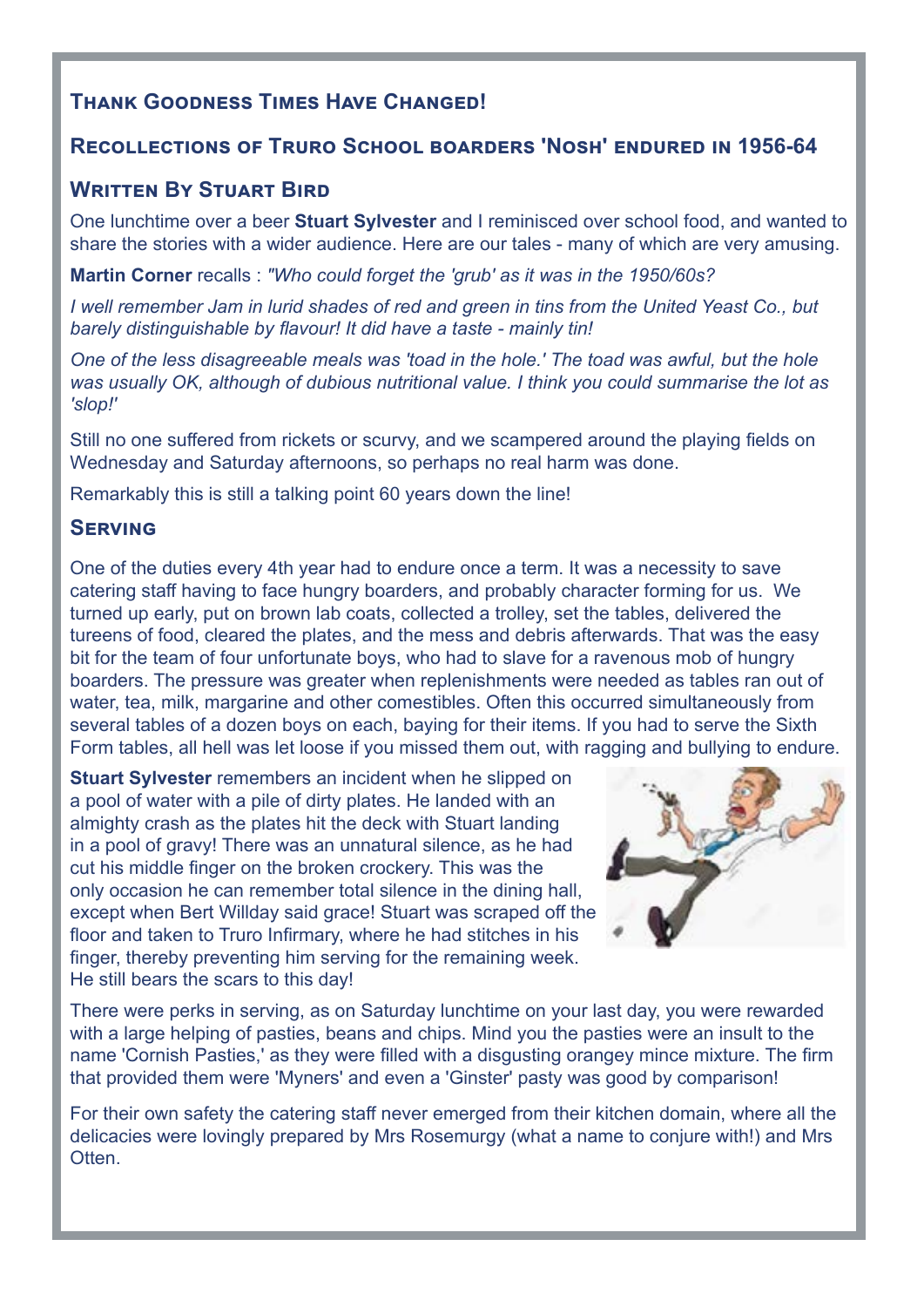## Thank Goodness Times Have Changed!

## Recollections of Truro School boarders 'Nosh' endured in 1956-64

### Written By Stuart Bird

One lunchtime over a beer **Stuart Sylvester** and I reminisced over school food, and wanted to share the stories with a wider audience. Here are our tales - many of which are very amusing.

**Martin Corner** recalls : *"Who could forget the 'grub' as it was in the 1950/60s?*

*I well remember Jam in lurid shades of red and green in tins from the United Yeast Co., but barely distinguishable by flavour! It did have a taste - mainly tin!*

*One of the less disagreeable meals was 'toad in the hole.' The toad was awful, but the hole was usually OK, although of dubious nutritional value. I think you could summarise the lot as 'slop!'*

Still no one suffered from rickets or scurvy, and we scampered around the playing fields on Wednesday and Saturday afternoons, so perhaps no real harm was done.

Remarkably this is still a talking point 60 years down the line!

### Serving

One of the duties every 4th year had to endure once a term. It was a necessity to save catering staff having to face hungry boarders, and probably character forming for us. We turned up early, put on brown lab coats, collected a trolley, set the tables, delivered the tureens of food, cleared the plates, and the mess and debris afterwards. That was the easy bit for the team of four unfortunate boys, who had to slave for a ravenous mob of hungry boarders. The pressure was greater when replenishments were needed as tables ran out of water, tea, milk, margarine and other comestibles. Often this occurred simultaneously from several tables of a dozen boys on each, baying for their items. If you had to serve the Sixth Form tables, all hell was let loose if you missed them out, with ragging and bullying to endure.

**Stuart Sylvester** remembers an incident when he slipped on a pool of water with a pile of dirty plates. He landed with an almighty crash as the plates hit the deck with Stuart landing in a pool of gravy! There was an unnatural silence, as he had cut his middle finger on the broken crockery. This was the only occasion he can remember total silence in the dining hall, except when Bert Willday said grace! Stuart was scraped off the floor and taken to Truro Infirmary, where he had stitches in his finger, thereby preventing him serving for the remaining week. He still bears the scars to this day!

There were perks in serving, as on Saturday lunchtime on your last day, you were rewarded with a large helping of pasties, beans and chips. Mind you the pasties were an insult to the name 'Cornish Pasties,' as they were filled with a disgusting orangey mince mixture. The firm that provided them were 'Myners' and even a 'Ginster' pasty was good by comparison!

For their own safety the catering staff never emerged from their kitchen domain, where all the delicacies were lovingly prepared by Mrs Rosemurgy (what a name to conjure with!) and Mrs Otten.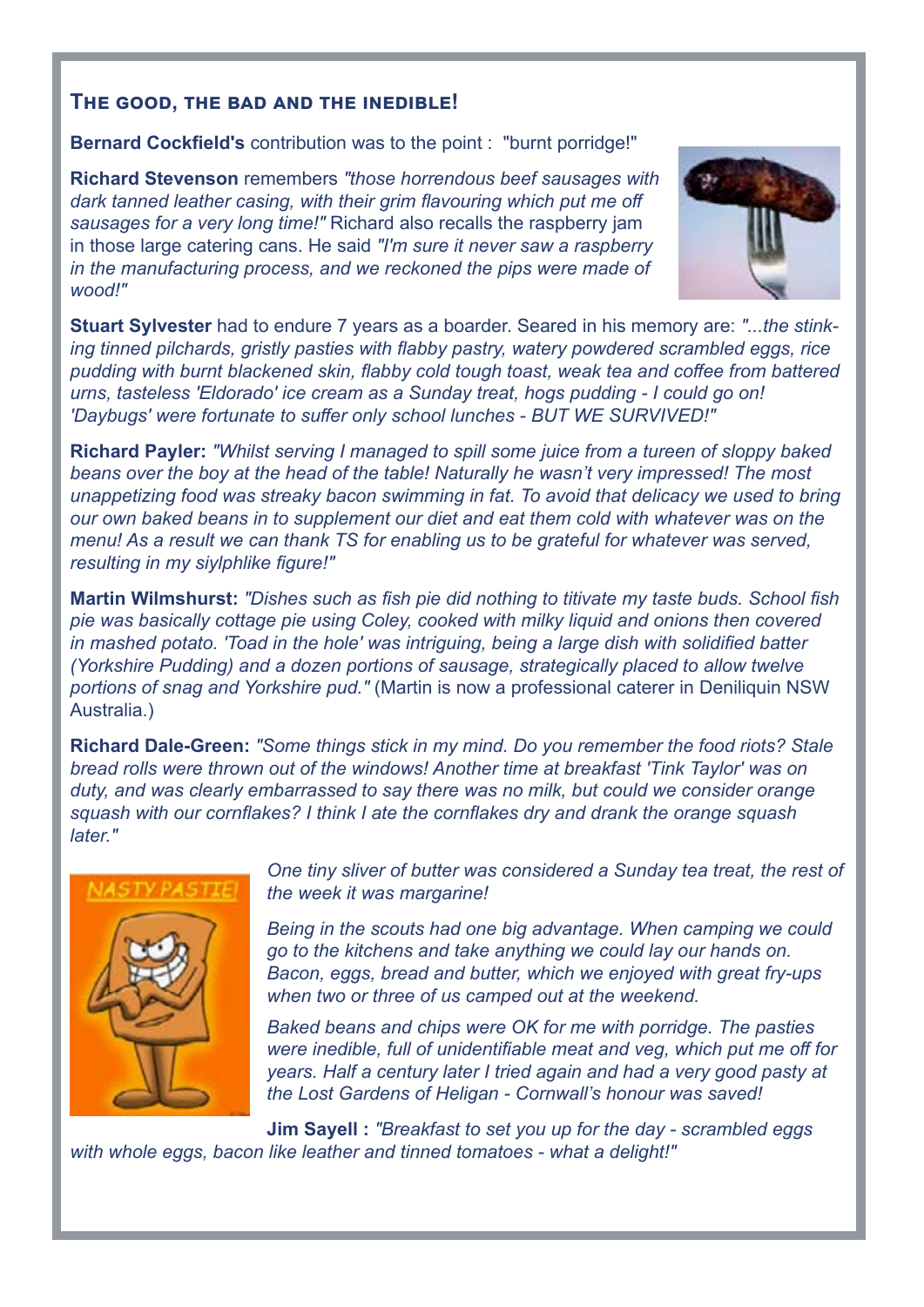## The good, the bad and the inedible!

**Bernard Cockfield's** contribution was to the point : "burnt porridge!"

**Richard Stevenson** remembers *"those horrendous beef sausages with dark tanned leather casing, with their grim flavouring which put me off sausages for a very long time!"* Richard also recalls the raspberry jam in those large catering cans. He said *"I'm sure it never saw a raspberry in the manufacturing process, and we reckoned the pips were made of wood!"*

**Stuart Sylvester** had to endure 7 years as a boarder. Seared in his memory are: *"...the stinking tinned pilchards, gristly pasties with flabby pastry, watery powdered scrambled eggs, rice pudding with burnt blackened skin, flabby cold tough toast, weak tea and coffee from battered urns, tasteless 'Eldorado' ice cream as a Sunday treat, hogs pudding - I could go on! 'Daybugs' were fortunate to suffer only school lunches - BUT WE SURVIVED!"*

**Richard Payler:** *"Whilst serving I managed to spill some juice from a tureen of sloppy baked beans over the boy at the head of the table! Naturally he wasn't very impressed! The most unappetizing food was streaky bacon swimming in fat. To avoid that delicacy we used to bring our own baked beans in to supplement our diet and eat them cold with whatever was on the menu! As a result we can thank TS for enabling us to be grateful for whatever was served, resulting in my siylphlike figure!"*

**Martin Wilmshurst:** *"Dishes such as fish pie did nothing to titivate my taste buds. School fish pie was basically cottage pie using Coley, cooked with milky liquid and onions then covered in mashed potato. 'Toad in the hole' was intriguing, being a large dish with solidified batter (Yorkshire Pudding) and a dozen portions of sausage, strategically placed to allow twelve portions of snag and Yorkshire pud."* (Martin is now a professional caterer in Deniliquin NSW Australia.)

**Richard Dale-Green:** *"Some things stick in my mind. Do you remember the food riots? Stale bread rolls were thrown out of the windows! Another time at breakfast 'Tink Taylor' was on duty, and was clearly embarrassed to say there was no milk, but could we consider orange squash with our cornflakes? I think I ate the cornflakes dry and drank the orange squash later."*

*One tiny sliver of butter was considered a Sunday tea treat, the rest of the week it was margarine!*

*Being in the scouts had one big advantage. When camping we could go to the kitchens and take anything we could lay our hands on. Bacon, eggs, bread and butter, which we enjoyed with great fry-ups when two or three of us camped out at the weekend.*

*Baked beans and chips were OK for me with porridge. The pasties were inedible, full of unidentifiable meat and veg, which put me off for years. Half a century later I tried again and had a very good pasty at the Lost Gardens of Heligan - Cornwall's honour was saved!*

**Jim Sayell :** *"Breakfast to set you up for the day - scrambled eggs with whole eggs, bacon like leather and tinned tomatoes - what a delight!"*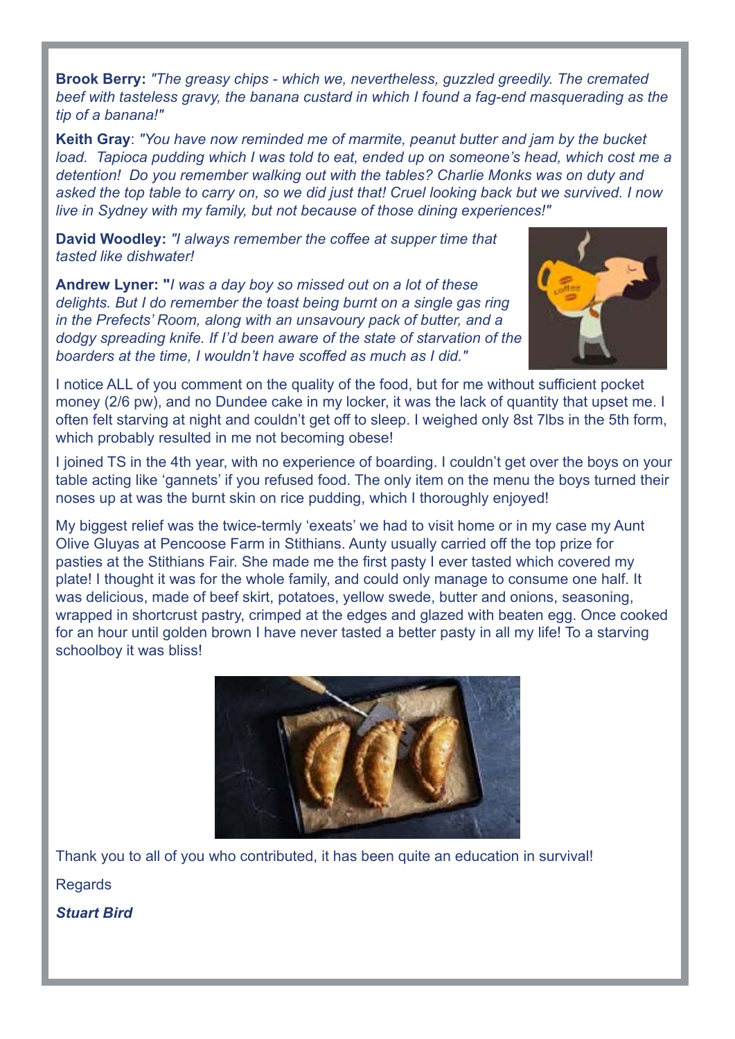**Brook Berry:** *"The greasy chips - which we, nevertheless, guzzled greedily. The cremated beef with tasteless gravy, the banana custard in which I found a fag-end masquerading as the tip of a banana!"*

**Keith Gray**: *"You have now reminded me of marmite, peanut butter and jam by the bucket load. Tapioca pudding which I was told to eat, ended up on someone's head, which cost me a detention! Do you remember walking out with the tables? Charlie Monks was on duty and asked the top table to carry on, so we did just that! Cruel looking back but we survived. I now live in Sydney with my family, but not because of those dining experiences!"*

**David Woodley:** *"I always remember the coffee at supper time that tasted like dishwater!*

**Andrew Lyner: "***I was a day boy so missed out on a lot of these delights. But I do remember the toast being burnt on a single gas ring in the Prefects' Room, along with an unsavoury pack of butter, and a dodgy spreading knife. If I'd been aware of the state of starvation of the boarders at the time, I wouldn't have scoffed as much as I did."*

I notice ALL of you comment on the quality of the food, but for me without sufficient pocket money (2/6 pw), and no Dundee cake in my locker, it was the lack of quantity that upset me. I often felt starving at night and couldn't get off to sleep. I weighed only 8st 7lbs in the 5th form, which probably resulted in me not becoming obese!

I joined TS in the 4th year, with no experience of boarding. I couldn't get over the boys on your table acting like 'gannets' if you refused food. The only item on the menu the boys turned their noses up at was the burnt skin on rice pudding, which I thoroughly enjoyed!

My biggest relief was the twice-termly 'exeats' we had to visit home or in my case my Aunt Olive Gluyas at Pencoose Farm in Stithians. Aunty usually carried off the top prize for pasties at the Stithians Fair. She made me the first pasty I ever tasted which covered my plate! I thought it was for the whole family, and could only manage to consume one half. It was delicious, made of beef skirt, potatoes, yellow swede, butter and onions, seasoning, wrapped in shortcrust pastry, crimped at the edges and glazed with beaten egg. Once cooked for an hour until golden brown I have never tasted a better pasty in all my life! To a starving schoolboy it was bliss!

Thank you to all of you who contributed, it has been quite an education in survival!

Regards

***Stuart Bird***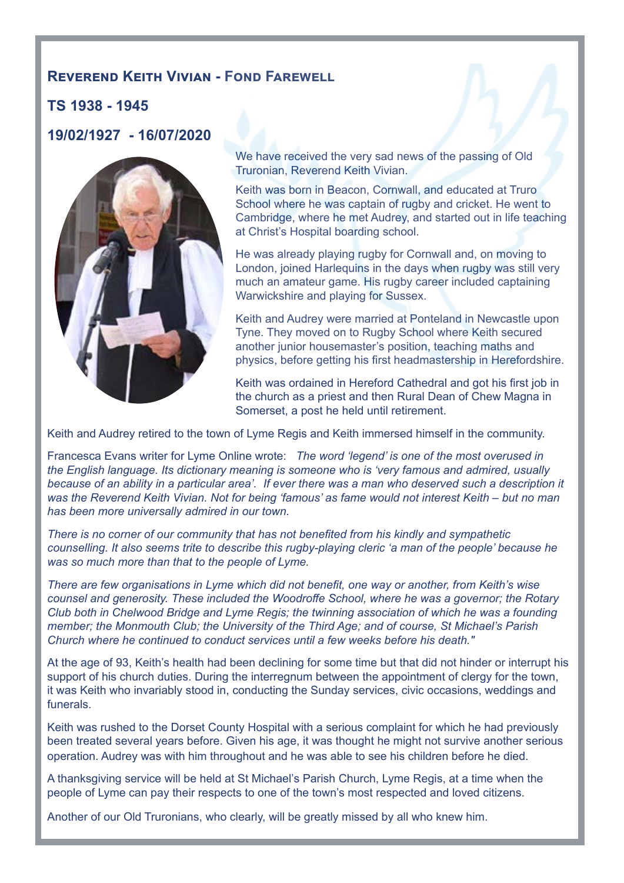## Reverend Keith Vivian - Fond Farewell

### TS 1938 - 1945

### 19/02/1927 - 16/07/2020

We have received the very sad news of the passing of Old Truronian, Reverend Keith Vivian.

Keith was born in Beacon, Cornwall, and educated at Truro School where he was captain of rugby and cricket. He went to Cambridge, where he met Audrey, and started out in life teaching at Christ's Hospital boarding school.

He was already playing rugby for Cornwall and, on moving to London, joined Harlequins in the days when rugby was still very much an amateur game. His rugby career included captaining Warwickshire and playing for Sussex.

Keith and Audrey were married at Ponteland in Newcastle upon Tyne. They moved on to Rugby School where Keith secured another junior housemaster's position, teaching maths and physics, before getting his first headmastership in Herefordshire.

Keith was ordained in Hereford Cathedral and got his first job in the church as a priest and then Rural Dean of Chew Magna in Somerset, a post he held until retirement.

Keith and Audrey retired to the town of Lyme Regis and Keith immersed himself in the community.

Francesca Evans writer for Lyme Online wrote: *The word 'legend' is one of the most overused in the English language. Its dictionary meaning is someone who is 'very famous and admired, usually because of an ability in a particular area'. If ever there was a man who deserved such a description it was the Reverend Keith Vivian. Not for being 'famous' as fame would not interest Keith – but no man has been more universally admired in our town.*

*There is no corner of our community that has not benefited from his kindly and sympathetic counselling. It also seems trite to describe this rugby-playing cleric 'a man of the people' because he was so much more than that to the people of Lyme.*

*There are few organisations in Lyme which did not benefit, one way or another, from Keith's wise counsel and generosity. These included the Woodroffe School, where he was a governor; the Rotary Club both in Chelwood Bridge and Lyme Regis; the twinning association of which he was a founding member; the Monmouth Club; the University of the Third Age; and of course, St Michael's Parish Church where he continued to conduct services until a few weeks before his death."*

At the age of 93, Keith's health had been declining for some time but that did not hinder or interrupt his support of his church duties. During the interregnum between the appointment of clergy for the town, it was Keith who invariably stood in, conducting the Sunday services, civic occasions, weddings and funerals.

Keith was rushed to the Dorset County Hospital with a serious complaint for which he had previously been treated several years before. Given his age, it was thought he might not survive another serious operation. Audrey was with him throughout and he was able to see his children before he died.

A thanksgiving service will be held at St Michael's Parish Church, Lyme Regis, at a time when the people of Lyme can pay their respects to one of the town's most respected and loved citizens.

Another of our Old Truronians, who clearly, will be greatly missed by all who knew him.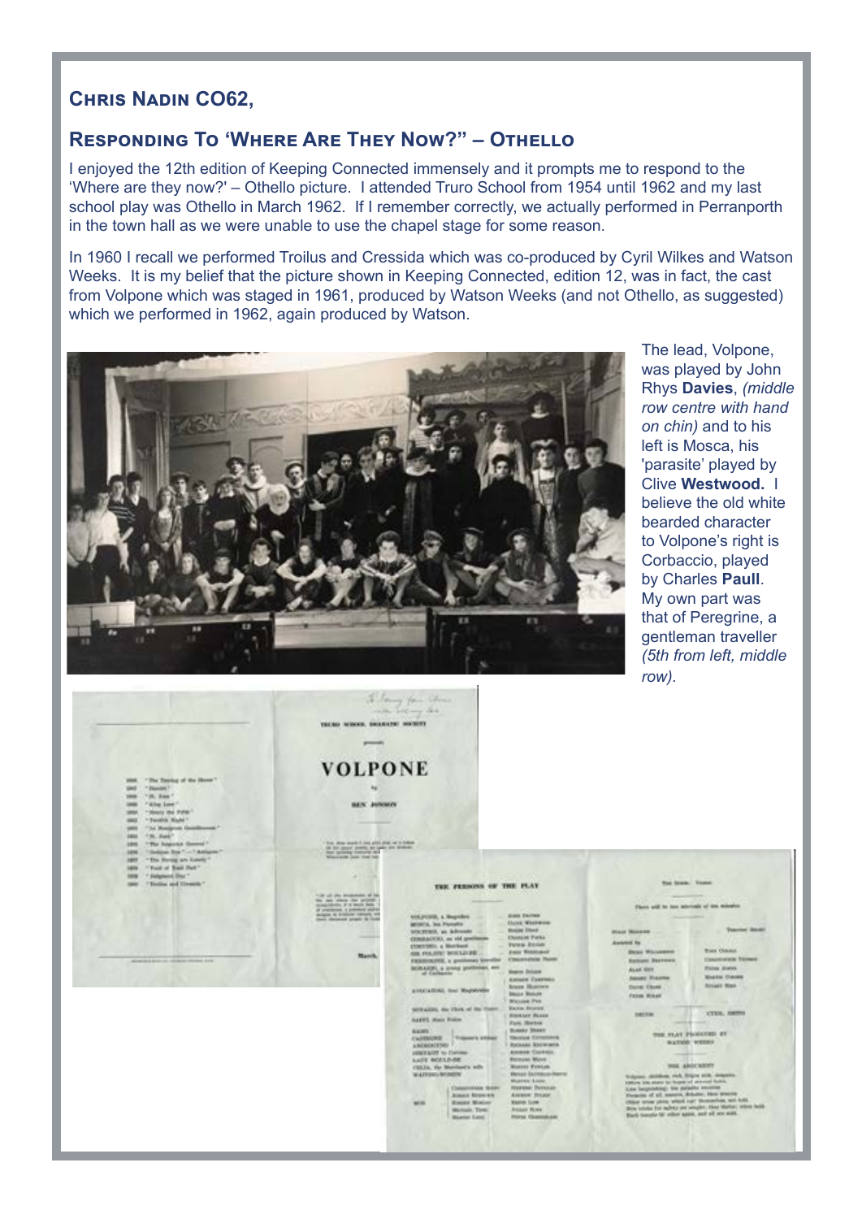## Chris Nadin CO62,

## Responding To 'Where Are They Now?" – Othello

I enjoyed the 12th edition of Keeping Connected immensely and it prompts me to respond to the 'Where are they now?' – Othello picture. I attended Truro School from 1954 until 1962 and my last school play was Othello in March 1962. If I remember correctly, we actually performed in Perranporth in the town hall as we were unable to use the chapel stage for some reason.

In 1960 I recall we performed Troilus and Cressida which was co-produced by Cyril Wilkes and Watson Weeks. It is my belief that the picture shown in Keeping Connected, edition 12, was in fact, the cast from Volpone which was staged in 1961, produced by Watson Weeks (and not Othello, as suggested) which we performed in 1962, again produced by Watson.

The lead, Volpone, was played by John Rhys **Davies**, *(middle row centre with hand on chin)* and to his left is Mosca, his 'parasite' played by Clive **Westwood.** I believe the old white bearded character to Volpone's right is Corbaccio, played by Charles **Paull**. My own part was that of Peregrine, a gentleman traveller *(5th from left, middle row).*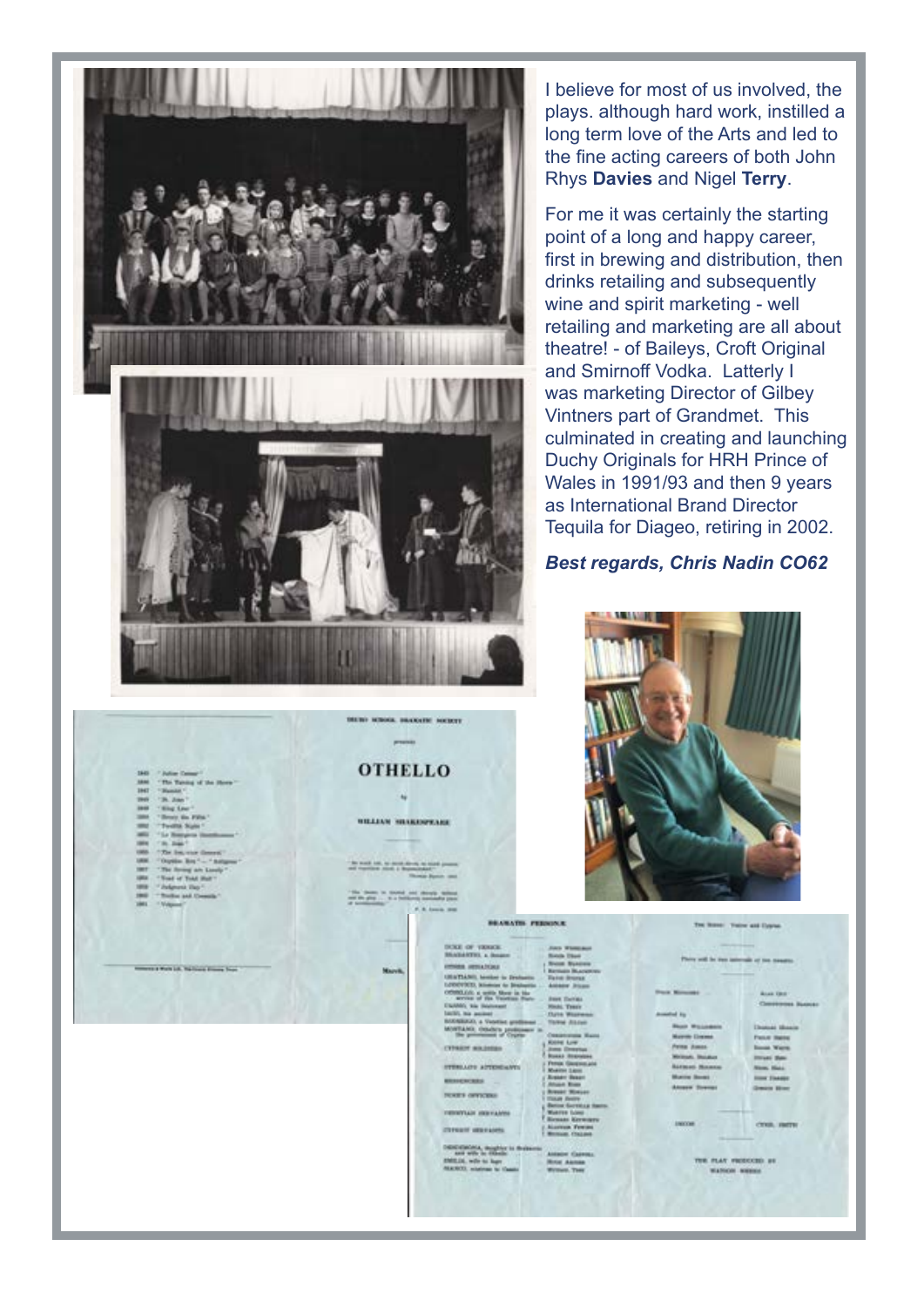I believe for most of us involved, the plays. although hard work, instilled a long term love of the Arts and led to the fine acting careers of both John Rhys **Davies** and Nigel **Terry**.

For me it was certainly the starting point of a long and happy career, first in brewing and distribution, then drinks retailing and subsequently wine and spirit marketing - well retailing and marketing are all about theatre! - of Baileys, Croft Original and Smirnoff Vodka. Latterly I was marketing Director of Gilbey Vintners part of Grandmet. This culminated in creating and launching Duchy Originals for HRH Prince of Wales in 1991/93 and then 9 years as International Brand Director Tequila for Diageo, retiring in 2002.

***Best regards, Chris Nadin CO62***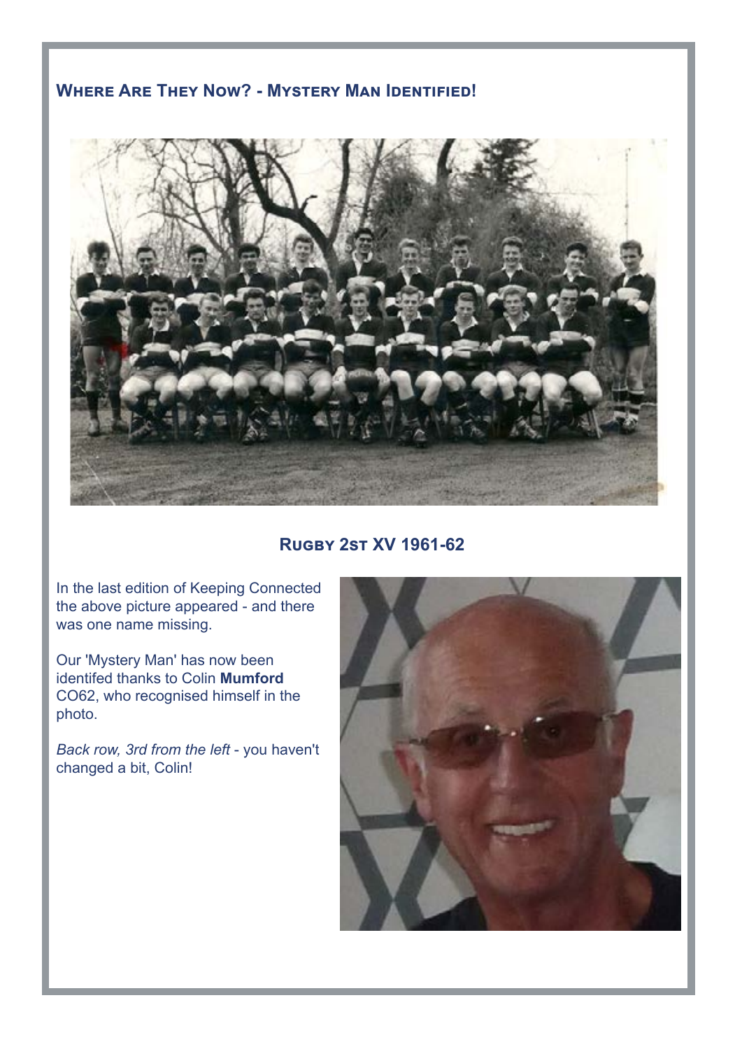## Where Are They Now? - Mystery Man Identified!

**Rugby 2st XV 1961-62**

In the last edition of Keeping Connected the above picture appeared - and there was one name missing.

Our 'Mystery Man' has now been identifed thanks to Colin **Mumford** CO62, who recognised himself in the photo.

*Back row, 3rd from the left* - you haven't changed a bit, Colin!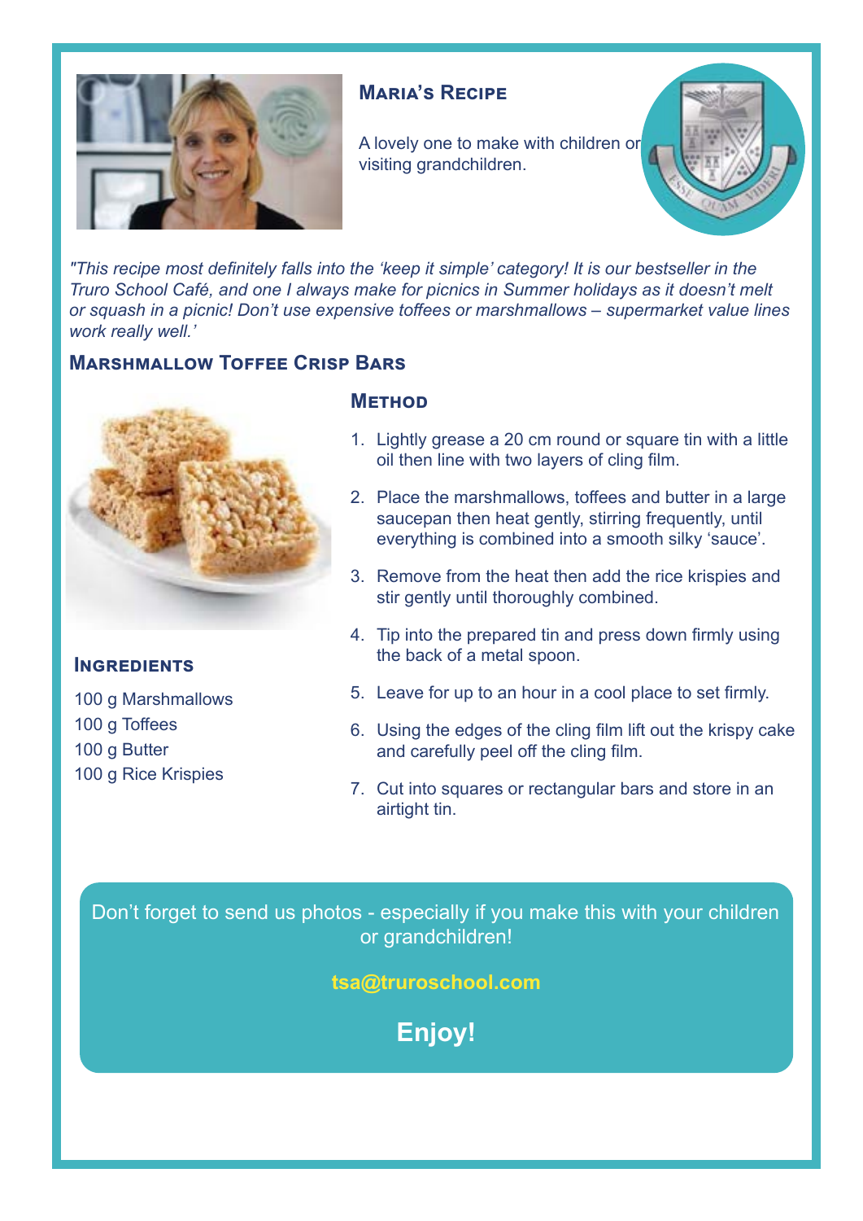## Maria's Recipe

A lovely one to make with children or visiting grandchildren.

*"This recipe most definitely falls into the 'keep it simple' category! It is our bestseller in the Truro School Café, and one I always make for picnics in Summer holidays as it doesn't melt or squash in a picnic! Don't use expensive toffees or marshmallows – supermarket value lines work really well.'*

## Marshmallow Toffee Crisp Bars

### Ingredients

100 g Marshmallows
100 g Toffees
100 g Butter
100 g Rice Krispies

### Method

1. Lightly grease a 20 cm round or square tin with a little oil then line with two layers of cling film.
2. Place the marshmallows, toffees and butter in a large saucepan then heat gently, stirring frequently, until everything is combined into a smooth silky 'sauce'.
3. Remove from the heat then add the rice krispies and stir gently until thoroughly combined.
4. Tip into the prepared tin and press down firmly using the back of a metal spoon.
5. Leave for up to an hour in a cool place to set firmly.
6. Using the edges of the cling film lift out the krispy cake and carefully peel off the cling film.
7. Cut into squares or rectangular bars and store in an airtight tin.

Don't forget to send us photos - especially if you make this with your children or grandchildren!

**tsa@truroschool.com**

**Enjoy!**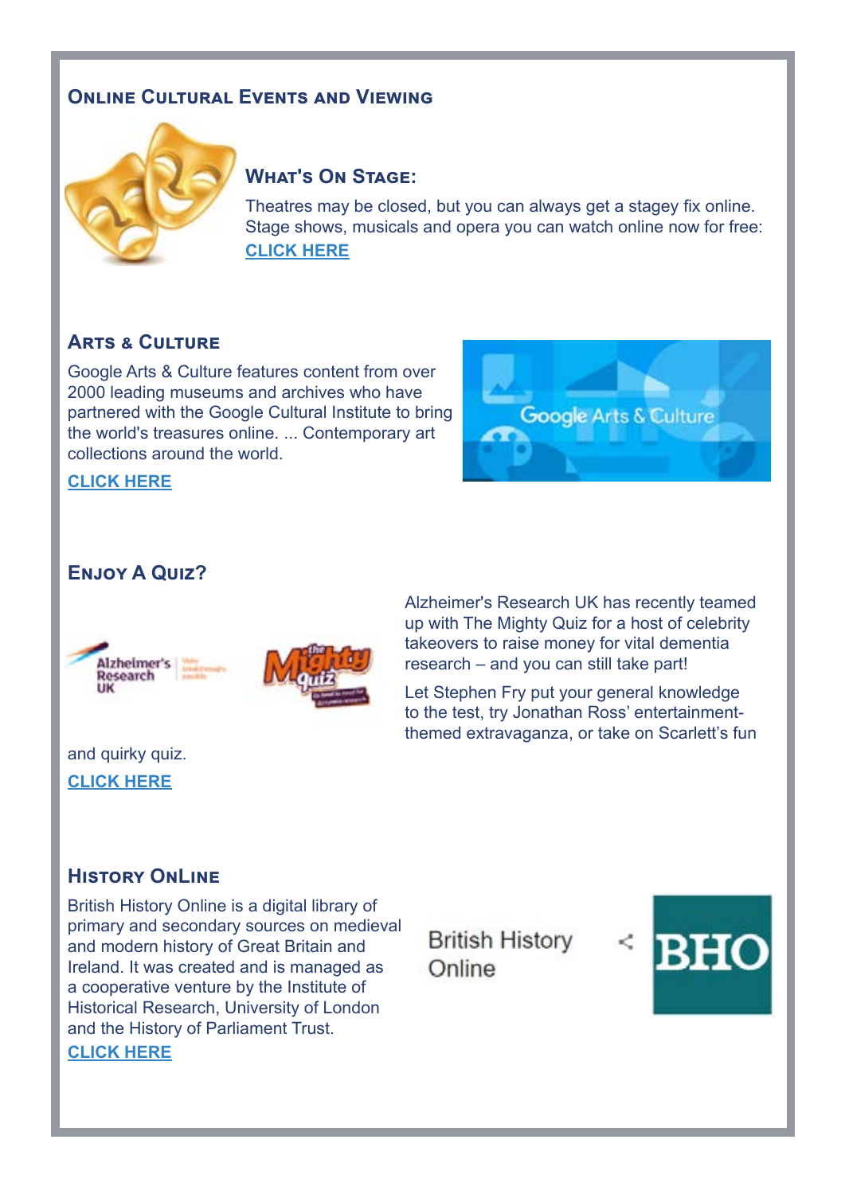## Online Cultural Events and Viewing

### What's On Stage:

Theatres may be closed, but you can always get a stagey fix online. Stage shows, musicals and opera you can watch online now for free: **CLICK HERE**

### Arts & Culture

Google Arts & Culture features content from over 2000 leading museums and archives who have partnered with the Google Cultural Institute to bring the world's treasures online. ... Contemporary art collections around the world.

**CLICK HERE**

### Enjoy A Quiz?

Alzheimer's Research UK has recently teamed up with The Mighty Quiz for a host of celebrity takeovers to raise money for vital dementia research – and you can still take part!

Let Stephen Fry put your general knowledge to the test, try Jonathan Ross' entertainment-themed extravaganza, or take on Scarlett's fun and quirky quiz.

**CLICK HERE**

### History OnLine

British History Online is a digital library of primary and secondary sources on medieval and modern history of Great Britain and Ireland. It was created and is managed as a cooperative venture by the Institute of Historical Research, University of London and the History of Parliament Trust.

**CLICK HERE**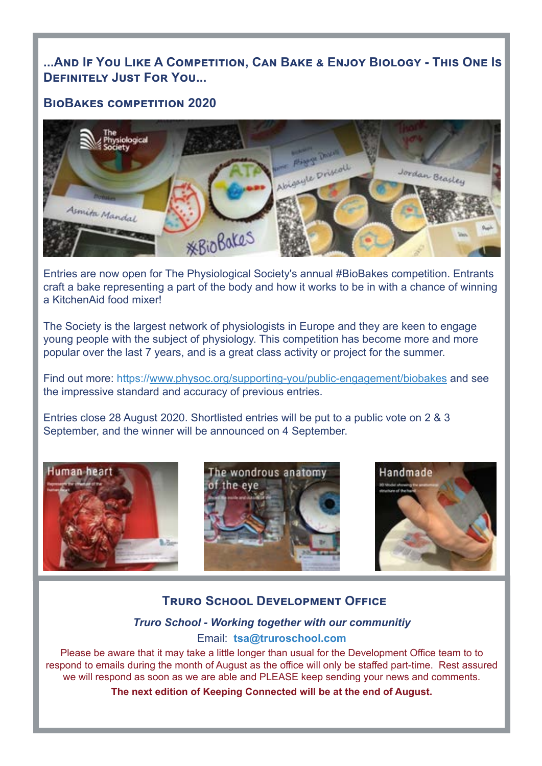## ...And If You Like A Competition, Can Bake & Enjoy Biology - This One Is Definitely Just For You...

### BioBakes competition 2020

Entries are now open for The Physiological Society's annual #BioBakes competition. Entrants craft a bake representing a part of the body and how it works to be in with a chance of winning a KitchenAid food mixer!

The Society is the largest network of physiologists in Europe and they are keen to engage young people with the subject of physiology. This competition has become more and more popular over the last 7 years, and is a great class activity or project for the summer.

Find out more: https://www.physoc.org/supporting-you/public-engagement/biobakes and see the impressive standard and accuracy of previous entries.

Entries close 28 August 2020. Shortlisted entries will be put to a public vote on 2 & 3 September, and the winner will be announced on 4 September.

### Truro School Development Office

***Truro School - Working together with our communitiy***

Email: **tsa@truroschool.com**

Please be aware that it may take a little longer than usual for the Development Office team to to respond to emails during the month of August as the office will only be staffed part-time. Rest assured we will respond as soon as we are able and PLEASE keep sending your news and comments.

**The next edition of Keeping Connected will be at the end of August.**